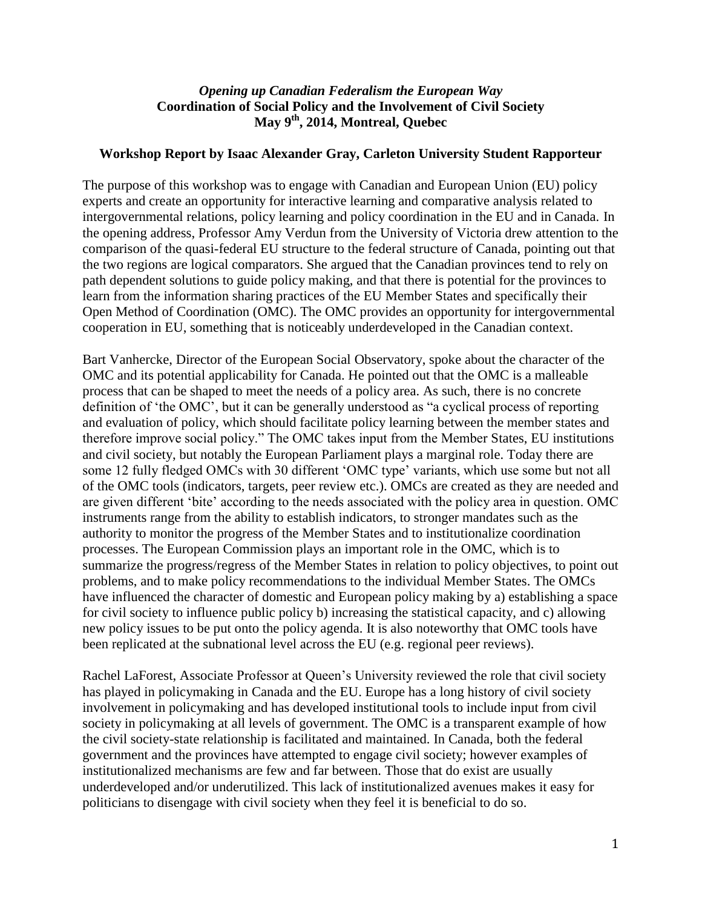# *Opening up Canadian Federalism the European Way*
## Coordination of Social Policy and the Involvement of Civil Society
## May 9th, 2014, Montreal, Quebec

### Workshop Report by Isaac Alexander Gray, Carleton University Student Rapporteur

The purpose of this workshop was to engage with Canadian and European Union (EU) policy experts and create an opportunity for interactive learning and comparative analysis related to intergovernmental relations, policy learning and policy coordination in the EU and in Canada. In the opening address, Professor Amy Verdun from the University of Victoria drew attention to the comparison of the quasi-federal EU structure to the federal structure of Canada, pointing out that the two regions are logical comparators. She argued that the Canadian provinces tend to rely on path dependent solutions to guide policy making, and that there is potential for the provinces to learn from the information sharing practices of the EU Member States and specifically their Open Method of Coordination (OMC). The OMC provides an opportunity for intergovernmental cooperation in EU, something that is noticeably underdeveloped in the Canadian context.

Bart Vanhercke, Director of the European Social Observatory, spoke about the character of the OMC and its potential applicability for Canada. He pointed out that the OMC is a malleable process that can be shaped to meet the needs of a policy area. As such, there is no concrete definition of 'the OMC', but it can be generally understood as "a cyclical process of reporting and evaluation of policy, which should facilitate policy learning between the member states and therefore improve social policy." The OMC takes input from the Member States, EU institutions and civil society, but notably the European Parliament plays a marginal role. Today there are some 12 fully fledged OMCs with 30 different 'OMC type' variants, which use some but not all of the OMC tools (indicators, targets, peer review etc.). OMCs are created as they are needed and are given different 'bite' according to the needs associated with the policy area in question. OMC instruments range from the ability to establish indicators, to stronger mandates such as the authority to monitor the progress of the Member States and to institutionalize coordination processes. The European Commission plays an important role in the OMC, which is to summarize the progress/regress of the Member States in relation to policy objectives, to point out problems, and to make policy recommendations to the individual Member States. The OMCs have influenced the character of domestic and European policy making by a) establishing a space for civil society to influence public policy b) increasing the statistical capacity, and c) allowing new policy issues to be put onto the policy agenda. It is also noteworthy that OMC tools have been replicated at the subnational level across the EU (e.g. regional peer reviews).

Rachel LaForest, Associate Professor at Queen's University reviewed the role that civil society has played in policymaking in Canada and the EU. Europe has a long history of civil society involvement in policymaking and has developed institutional tools to include input from civil society in policymaking at all levels of government. The OMC is a transparent example of how the civil society-state relationship is facilitated and maintained. In Canada, both the federal government and the provinces have attempted to engage civil society; however examples of institutionalized mechanisms are few and far between. Those that do exist are usually underdeveloped and/or underutilized. This lack of institutionalized avenues makes it easy for politicians to disengage with civil society when they feel it is beneficial to do so.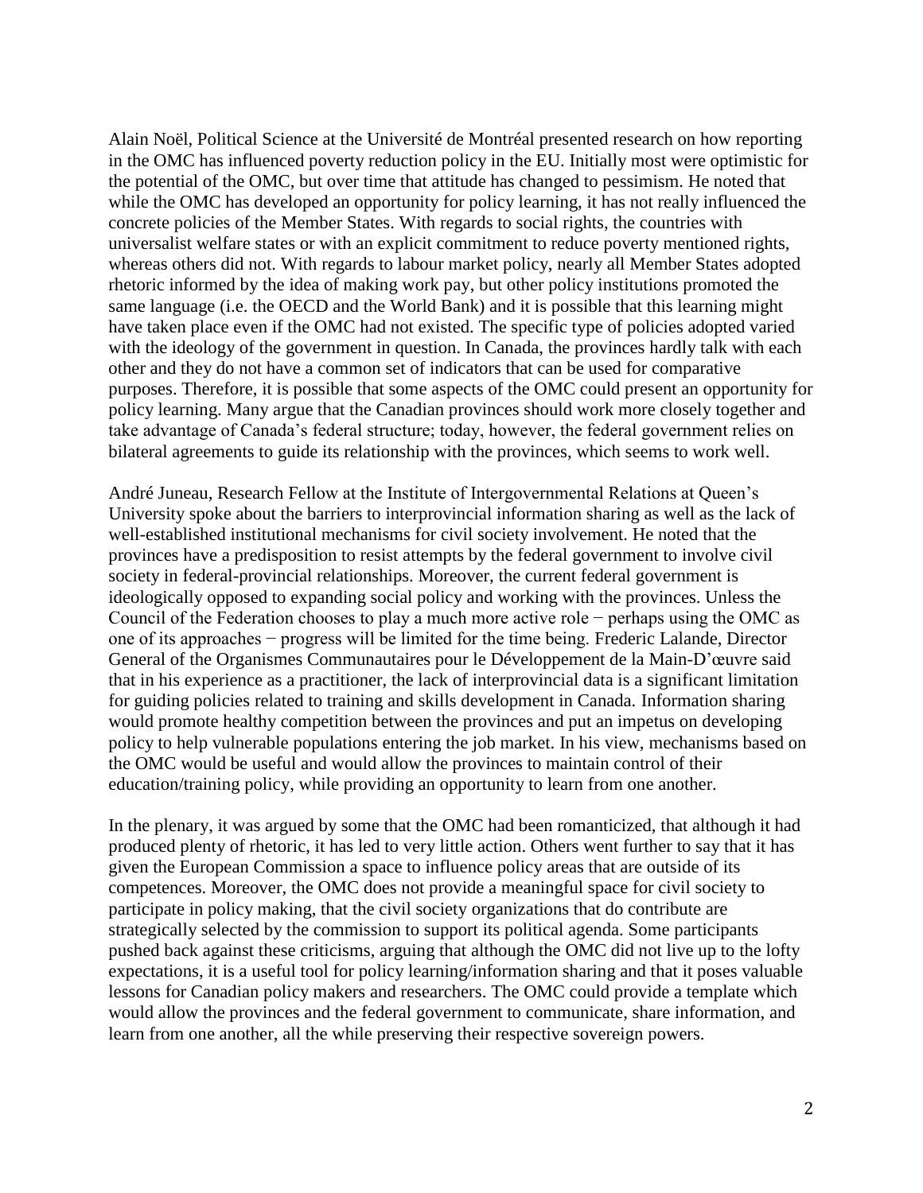Alain Noël, Political Science at the Université de Montréal presented research on how reporting in the OMC has influenced poverty reduction policy in the EU. Initially most were optimistic for the potential of the OMC, but over time that attitude has changed to pessimism. He noted that while the OMC has developed an opportunity for policy learning, it has not really influenced the concrete policies of the Member States. With regards to social rights, the countries with universalist welfare states or with an explicit commitment to reduce poverty mentioned rights, whereas others did not. With regards to labour market policy, nearly all Member States adopted rhetoric informed by the idea of making work pay, but other policy institutions promoted the same language (i.e. the OECD and the World Bank) and it is possible that this learning might have taken place even if the OMC had not existed. The specific type of policies adopted varied with the ideology of the government in question. In Canada, the provinces hardly talk with each other and they do not have a common set of indicators that can be used for comparative purposes. Therefore, it is possible that some aspects of the OMC could present an opportunity for policy learning. Many argue that the Canadian provinces should work more closely together and take advantage of Canada's federal structure; today, however, the federal government relies on bilateral agreements to guide its relationship with the provinces, which seems to work well.

André Juneau, Research Fellow at the Institute of Intergovernmental Relations at Queen's University spoke about the barriers to interprovincial information sharing as well as the lack of well-established institutional mechanisms for civil society involvement. He noted that the provinces have a predisposition to resist attempts by the federal government to involve civil society in federal-provincial relationships. Moreover, the current federal government is ideologically opposed to expanding social policy and working with the provinces. Unless the Council of the Federation chooses to play a much more active role − perhaps using the OMC as one of its approaches − progress will be limited for the time being. Frederic Lalande, Director General of the Organismes Communautaires pour le Développement de la Main-D'œuvre said that in his experience as a practitioner, the lack of interprovincial data is a significant limitation for guiding policies related to training and skills development in Canada. Information sharing would promote healthy competition between the provinces and put an impetus on developing policy to help vulnerable populations entering the job market. In his view, mechanisms based on the OMC would be useful and would allow the provinces to maintain control of their education/training policy, while providing an opportunity to learn from one another.

In the plenary, it was argued by some that the OMC had been romanticized, that although it had produced plenty of rhetoric, it has led to very little action. Others went further to say that it has given the European Commission a space to influence policy areas that are outside of its competences. Moreover, the OMC does not provide a meaningful space for civil society to participate in policy making, that the civil society organizations that do contribute are strategically selected by the commission to support its political agenda. Some participants pushed back against these criticisms, arguing that although the OMC did not live up to the lofty expectations, it is a useful tool for policy learning/information sharing and that it poses valuable lessons for Canadian policy makers and researchers. The OMC could provide a template which would allow the provinces and the federal government to communicate, share information, and learn from one another, all the while preserving their respective sovereign powers.